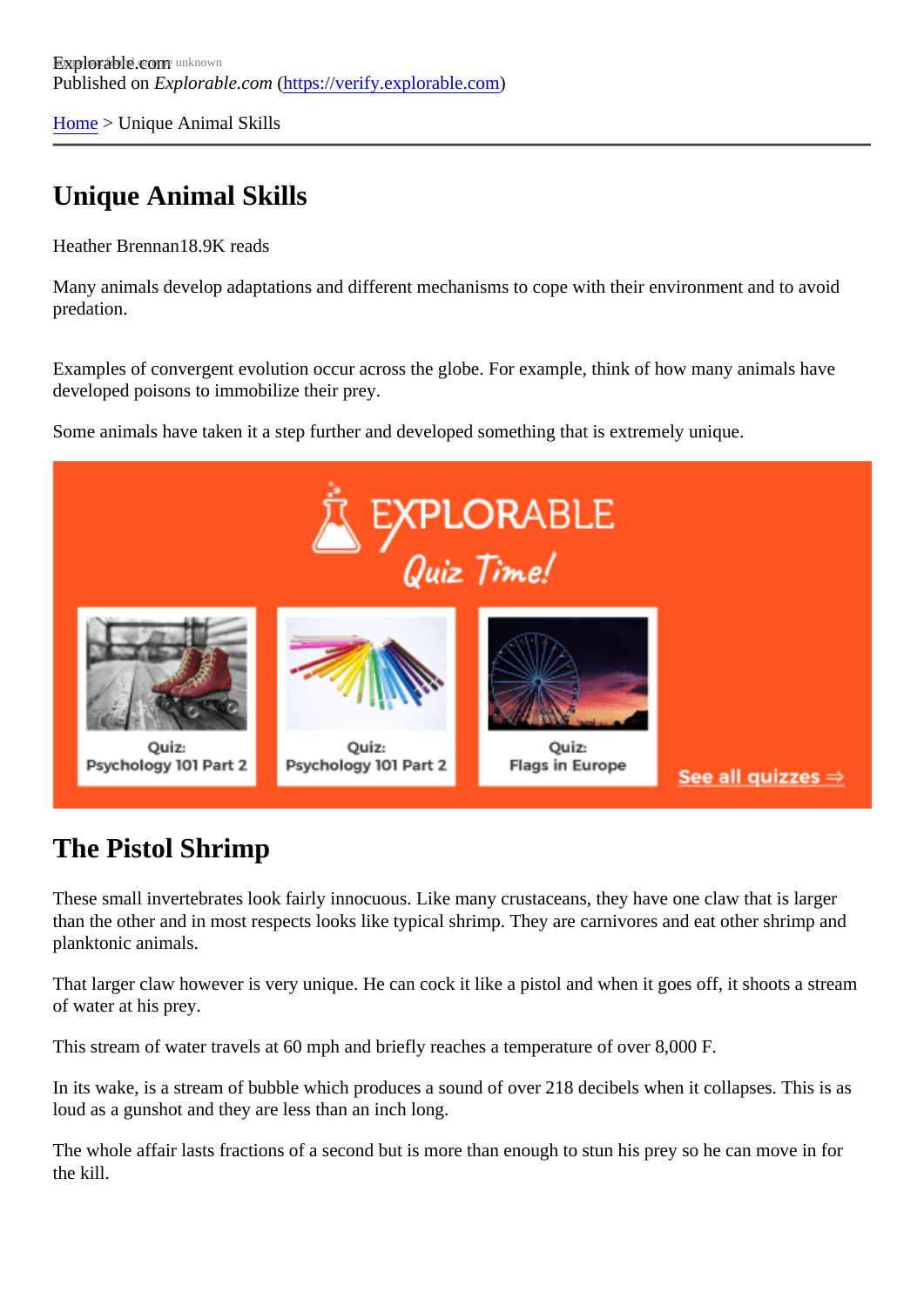Explorable.com
Published on *Explorable.com* (https://verify.explorable.com)

Home > Unique Animal Skills

# Unique Animal Skills

Heather Brennan18.9K reads

Many animals develop adaptations and different mechanisms to cope with their environment and to avoid predation.

Examples of convergent evolution occur across the globe. For example, think of how many animals have developed poisons to immobilize their prey.

Some animals have taken it a step further and developed something that is extremely unique.

## The Pistol Shrimp

These small invertebrates look fairly innocuous. Like many crustaceans, they have one claw that is larger than the other and in most respects looks like typical shrimp. They are carnivores and eat other shrimp and planktonic animals.

That larger claw however is very unique. He can cock it like a pistol and when it goes off, it shoots a stream of water at his prey.

This stream of water travels at 60 mph and briefly reaches a temperature of over 8,000 F.

In its wake, is a stream of bubble which produces a sound of over 218 decibels when it collapses. This is as loud as a gunshot and they are less than an inch long.

The whole affair lasts fractions of a second but is more than enough to stun his prey so he can move in for the kill.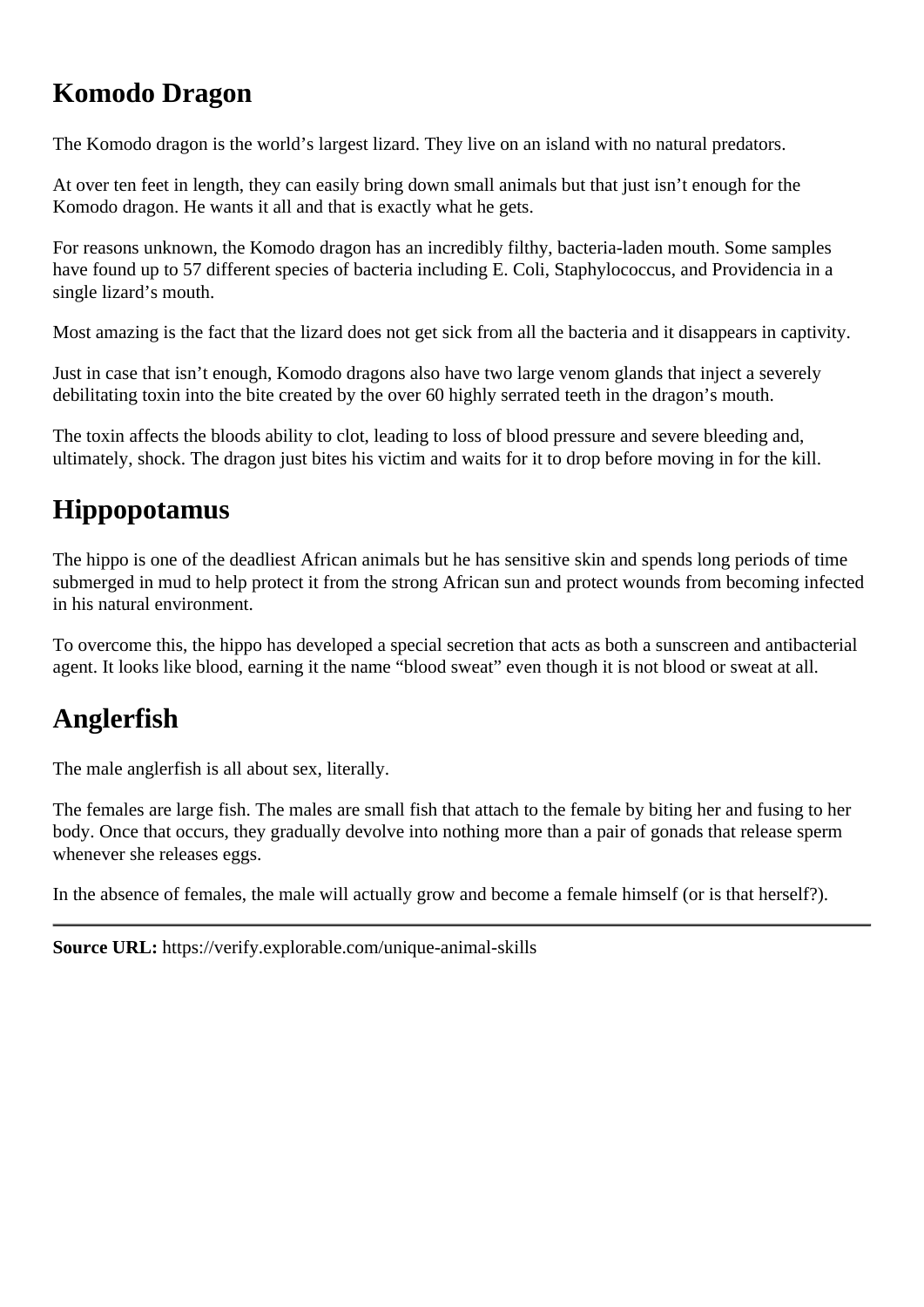## Komodo Dragon

The Komodo dragon is the world's largest lizard. They live on an island with no natural predators.

At over ten feet in length, they can easily bring down small animals but that just isn't enough for the Komodo dragon. He wants it all and that is exactly what he gets.

For reasons unknown, the Komodo dragon has an incredibly filthy, bacteria-laden mouth. Some samples have found up to 57 different species of bacteria including E. Coli, Staphylococcus, and Providencia in a single lizard's mouth.

Most amazing is the fact that the lizard does not get sick from all the bacteria and it disappears in captivity.

Just in case that isn't enough, Komodo dragons also have two large venom glands that inject a severely debilitating toxin into the bite created by the over 60 highly serrated teeth in the dragon's mouth.

The toxin affects the bloods ability to clot, leading to loss of blood pressure and severe bleeding and, ultimately, shock. The dragon just bites his victim and waits for it to drop before moving in for the kill.

## Hippopotamus

The hippo is one of the deadliest African animals but he has sensitive skin and spends long periods of time submerged in mud to help protect it from the strong African sun and protect wounds from becoming infected in his natural environment.

To overcome this, the hippo has developed a special secretion that acts as both a sunscreen and antibacterial agent. It looks like blood, earning it the name "blood sweat" even though it is not blood or sweat at all.

## Anglerfish

The male anglerfish is all about sex, literally.

The females are large fish. The males are small fish that attach to the female by biting her and fusing to her body. Once that occurs, they gradually devolve into nothing more than a pair of gonads that release sperm whenever she releases eggs.

In the absence of females, the male will actually grow and become a female himself (or is that herself?).

---

**Source URL:** https://verify.explorable.com/unique-animal-skills